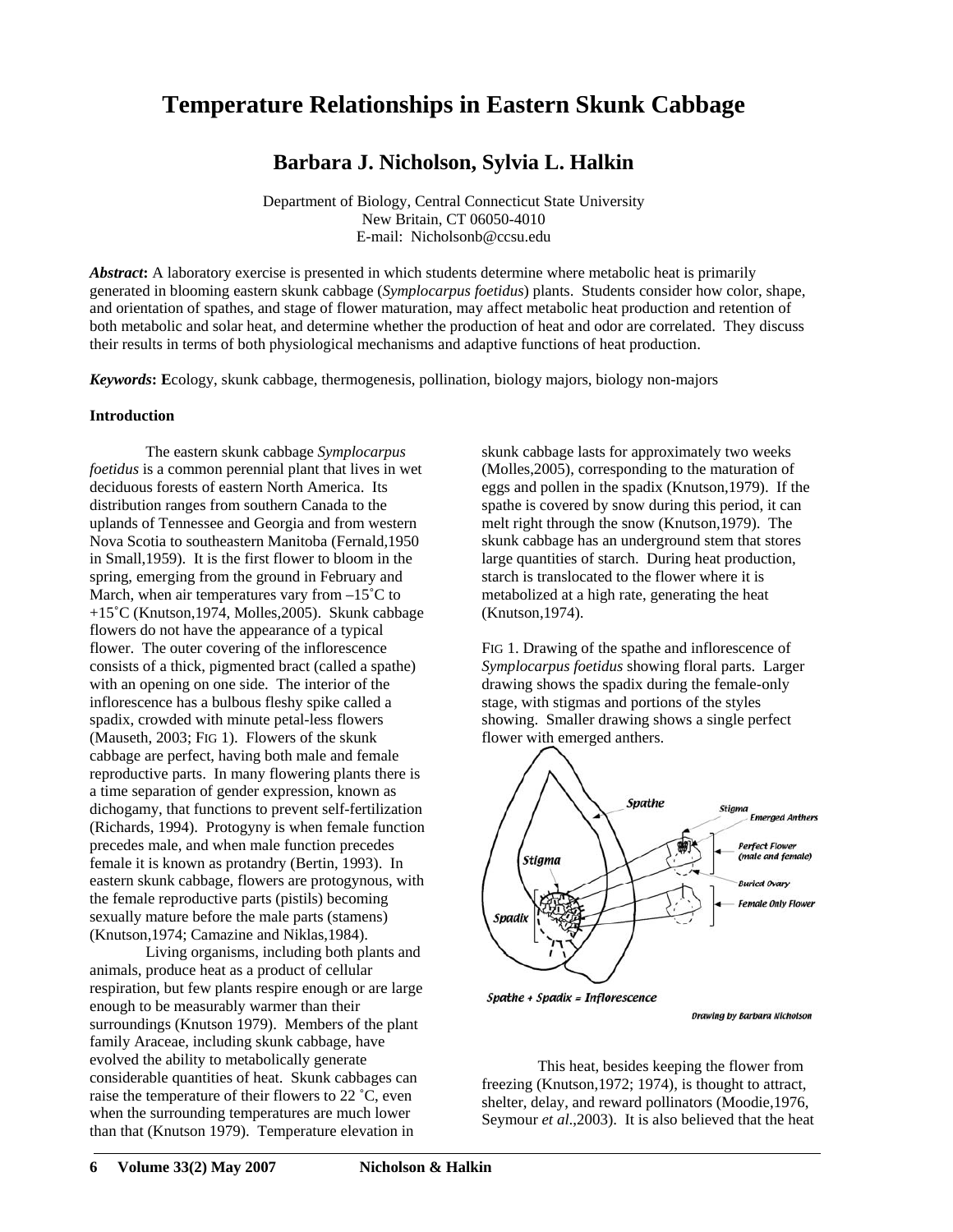# Temperature Relationships in Eastern Skunk Cabbage

## Barbara J. Nicholson, Sylvia L. Halkin

Department of Biology, Central Connecticut State University
New Britain, CT 06050-4010
E-mail: Nicholsonb@ccsu.edu

***Abstract*:** A laboratory exercise is presented in which students determine where metabolic heat is primarily generated in blooming eastern skunk cabbage (*Symplocarpus foetidus*) plants. Students consider how color, shape, and orientation of spathes, and stage of flower maturation, may affect metabolic heat production and retention of both metabolic and solar heat, and determine whether the production of heat and odor are correlated. They discuss their results in terms of both physiological mechanisms and adaptive functions of heat production.

***Keywords*:** **E**cology, skunk cabbage, thermogenesis, pollination, biology majors, biology non-majors

### Introduction

The eastern skunk cabbage *Symplocarpus foetidus* is a common perennial plant that lives in wet deciduous forests of eastern North America. Its distribution ranges from southern Canada to the uplands of Tennessee and Georgia and from western Nova Scotia to southeastern Manitoba (Fernald,1950 in Small,1959). It is the first flower to bloom in the spring, emerging from the ground in February and March, when air temperatures vary from –15˚C to +15˚C (Knutson,1974, Molles,2005). Skunk cabbage flowers do not have the appearance of a typical flower. The outer covering of the inflorescence consists of a thick, pigmented bract (called a spathe) with an opening on one side. The interior of the inflorescence has a bulbous fleshy spike called a spadix, crowded with minute petal-less flowers (Mauseth, 2003; FIG 1). Flowers of the skunk cabbage are perfect, having both male and female reproductive parts. In many flowering plants there is a time separation of gender expression, known as dichogamy, that functions to prevent self-fertilization (Richards, 1994). Protogyny is when female function precedes male, and when male function precedes female it is known as protandry (Bertin, 1993). In eastern skunk cabbage, flowers are protogynous, with the female reproductive parts (pistils) becoming sexually mature before the male parts (stamens) (Knutson,1974; Camazine and Niklas,1984).

Living organisms, including both plants and animals, produce heat as a product of cellular respiration, but few plants respire enough or are large enough to be measurably warmer than their surroundings (Knutson 1979). Members of the plant family Araceae, including skunk cabbage, have evolved the ability to metabolically generate considerable quantities of heat. Skunk cabbages can raise the temperature of their flowers to 22 ˚C, even when the surrounding temperatures are much lower than that (Knutson 1979). Temperature elevation in skunk cabbage lasts for approximately two weeks (Molles,2005), corresponding to the maturation of eggs and pollen in the spadix (Knutson,1979). If the spathe is covered by snow during this period, it can melt right through the snow (Knutson,1979). The skunk cabbage has an underground stem that stores large quantities of starch. During heat production, starch is translocated to the flower where it is metabolized at a high rate, generating the heat (Knutson,1974).

FIG 1. Drawing of the spathe and inflorescence of *Symplocarpus foetidus* showing floral parts. Larger drawing shows the spadix during the female-only stage, with stigmas and portions of the styles showing. Smaller drawing shows a single perfect flower with emerged anthers.

This heat, besides keeping the flower from freezing (Knutson,1972; 1974), is thought to attract, shelter, delay, and reward pollinators (Moodie,1976, Seymour *et al*.,2003). It is also believed that the heat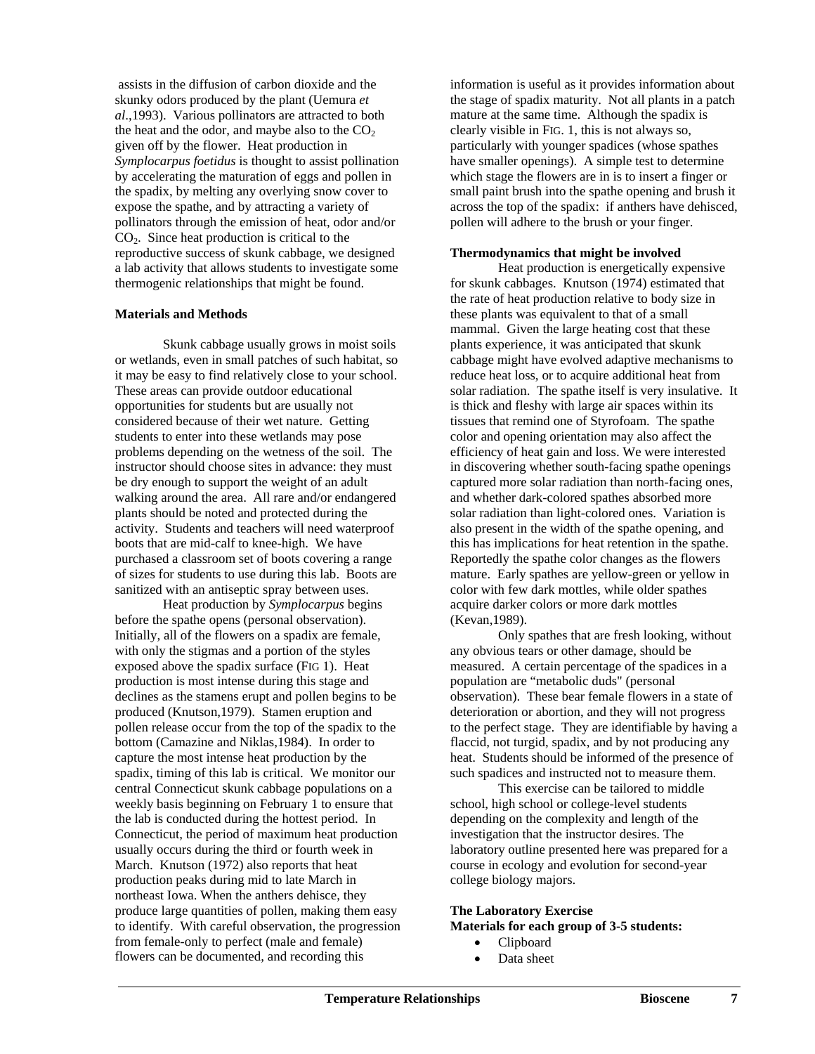assists in the diffusion of carbon dioxide and the skunky odors produced by the plant (Uemura *et al*.,1993). Various pollinators are attracted to both the heat and the odor, and maybe also to the $CO_2$ given off by the flower. Heat production in *Symplocarpus foetidus* is thought to assist pollination by accelerating the maturation of eggs and pollen in the spadix, by melting any overlying snow cover to expose the spathe, and by attracting a variety of pollinators through the emission of heat, odor and/or $CO_2$. Since heat production is critical to the reproductive success of skunk cabbage, we designed a lab activity that allows students to investigate some thermogenic relationships that might be found.

**Materials and Methods**

Skunk cabbage usually grows in moist soils or wetlands, even in small patches of such habitat, so it may be easy to find relatively close to your school. These areas can provide outdoor educational opportunities for students but are usually not considered because of their wet nature. Getting students to enter into these wetlands may pose problems depending on the wetness of the soil. The instructor should choose sites in advance: they must be dry enough to support the weight of an adult walking around the area. All rare and/or endangered plants should be noted and protected during the activity. Students and teachers will need waterproof boots that are mid-calf to knee-high. We have purchased a classroom set of boots covering a range of sizes for students to use during this lab. Boots are sanitized with an antiseptic spray between uses.

Heat production by *Symplocarpus* begins before the spathe opens (personal observation). Initially, all of the flowers on a spadix are female, with only the stigmas and a portion of the styles exposed above the spadix surface (FIG 1). Heat production is most intense during this stage and declines as the stamens erupt and pollen begins to be produced (Knutson,1979). Stamen eruption and pollen release occur from the top of the spadix to the bottom (Camazine and Niklas,1984). In order to capture the most intense heat production by the spadix, timing of this lab is critical. We monitor our central Connecticut skunk cabbage populations on a weekly basis beginning on February 1 to ensure that the lab is conducted during the hottest period. In Connecticut, the period of maximum heat production usually occurs during the third or fourth week in March. Knutson (1972) also reports that heat production peaks during mid to late March in northeast Iowa. When the anthers dehisce, they produce large quantities of pollen, making them easy to identify. With careful observation, the progression from female-only to perfect (male and female) flowers can be documented, and recording this information is useful as it provides information about the stage of spadix maturity. Not all plants in a patch mature at the same time. Although the spadix is clearly visible in FIG. 1, this is not always so, particularly with younger spadices (whose spathes have smaller openings). A simple test to determine which stage the flowers are in is to insert a finger or small paint brush into the spathe opening and brush it across the top of the spadix: if anthers have dehisced, pollen will adhere to the brush or your finger.

**Thermodynamics that might be involved**

Heat production is energetically expensive for skunk cabbages. Knutson (1974) estimated that the rate of heat production relative to body size in these plants was equivalent to that of a small mammal. Given the large heating cost that these plants experience, it was anticipated that skunk cabbage might have evolved adaptive mechanisms to reduce heat loss, or to acquire additional heat from solar radiation. The spathe itself is very insulative. It is thick and fleshy with large air spaces within its tissues that remind one of Styrofoam. The spathe color and opening orientation may also affect the efficiency of heat gain and loss. We were interested in discovering whether south-facing spathe openings captured more solar radiation than north-facing ones, and whether dark-colored spathes absorbed more solar radiation than light-colored ones. Variation is also present in the width of the spathe opening, and this has implications for heat retention in the spathe. Reportedly the spathe color changes as the flowers mature. Early spathes are yellow-green or yellow in color with few dark mottles, while older spathes acquire darker colors or more dark mottles (Kevan,1989).

Only spathes that are fresh looking, without any obvious tears or other damage, should be measured. A certain percentage of the spadices in a population are "metabolic duds" (personal observation). These bear female flowers in a state of deterioration or abortion, and they will not progress to the perfect stage. They are identifiable by having a flaccid, not turgid, spadix, and by not producing any heat. Students should be informed of the presence of such spadices and instructed not to measure them.

This exercise can be tailored to middle school, high school or college-level students depending on the complexity and length of the investigation that the instructor desires. The laboratory outline presented here was prepared for a course in ecology and evolution for second-year college biology majors.

**The Laboratory Exercise**

**Materials for each group of 3-5 students:**

- Clipboard
- Data sheet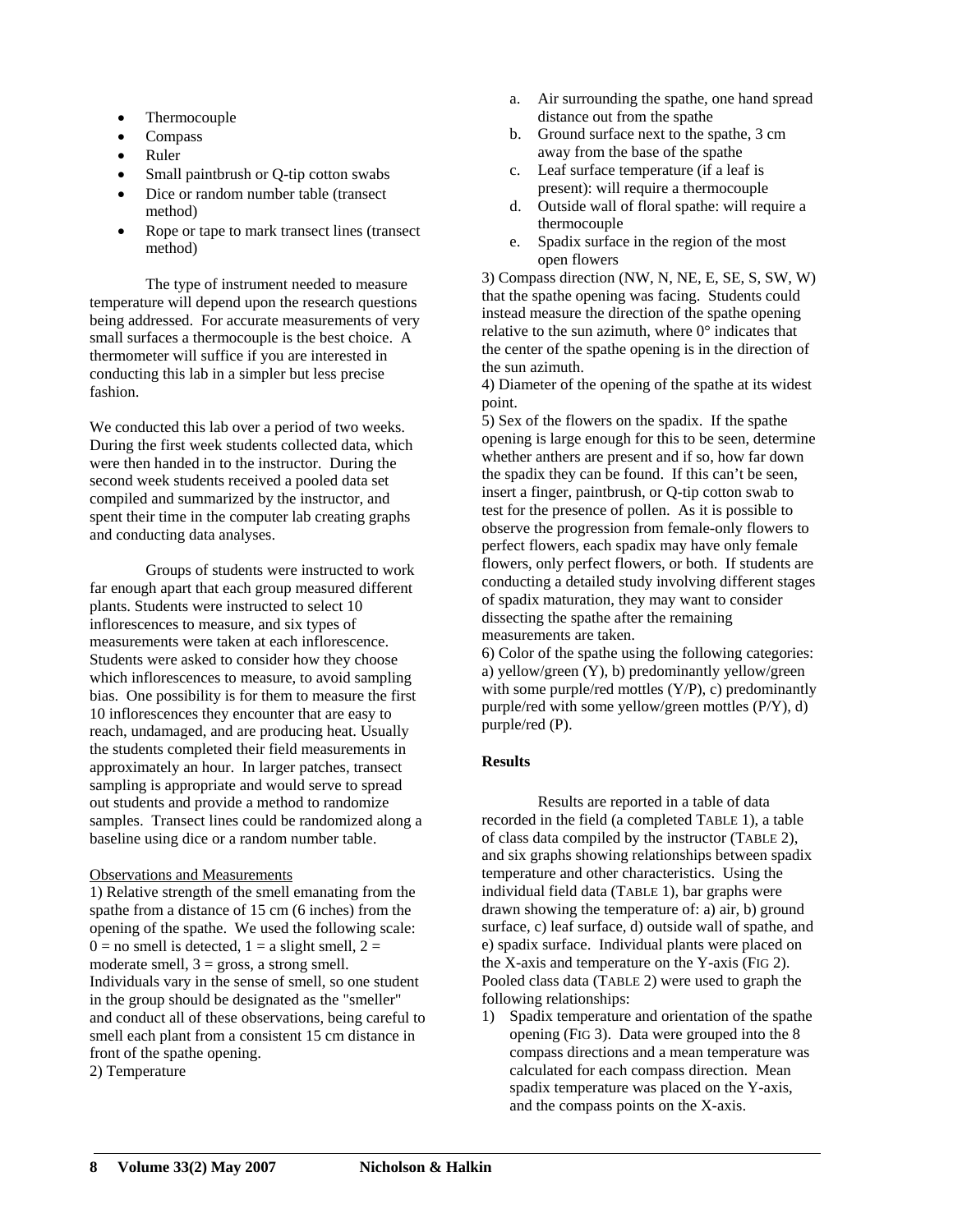- Thermocouple
- Compass
- Ruler
- Small paintbrush or Q-tip cotton swabs
- Dice or random number table (transect method)
- Rope or tape to mark transect lines (transect method)

The type of instrument needed to measure temperature will depend upon the research questions being addressed. For accurate measurements of very small surfaces a thermocouple is the best choice. A thermometer will suffice if you are interested in conducting this lab in a simpler but less precise fashion.

We conducted this lab over a period of two weeks. During the first week students collected data, which were then handed in to the instructor. During the second week students received a pooled data set compiled and summarized by the instructor, and spent their time in the computer lab creating graphs and conducting data analyses.

Groups of students were instructed to work far enough apart that each group measured different plants. Students were instructed to select 10 inflorescences to measure, and six types of measurements were taken at each inflorescence. Students were asked to consider how they choose which inflorescences to measure, to avoid sampling bias. One possibility is for them to measure the first 10 inflorescences they encounter that are easy to reach, undamaged, and are producing heat. Usually the students completed their field measurements in approximately an hour. In larger patches, transect sampling is appropriate and would serve to spread out students and provide a method to randomize samples. Transect lines could be randomized along a baseline using dice or a random number table.

Observations and Measurements

1) Relative strength of the smell emanating from the spathe from a distance of 15 cm (6 inches) from the opening of the spathe. We used the following scale: 0 = no smell is detected, 1 = a slight smell, 2 = moderate smell, 3 = gross, a strong smell. Individuals vary in the sense of smell, so one student in the group should be designated as the "smeller" and conduct all of these observations, being careful to smell each plant from a consistent 15 cm distance in front of the spathe opening.

2) Temperature

   a. Air surrounding the spathe, one hand spread distance out from the spathe
   b. Ground surface next to the spathe, 3 cm away from the base of the spathe
   c. Leaf surface temperature (if a leaf is present): will require a thermocouple
   d. Outside wall of floral spathe: will require a thermocouple
   e. Spadix surface in the region of the most open flowers

3) Compass direction (NW, N, NE, E, SE, S, SW, W) that the spathe opening was facing. Students could instead measure the direction of the spathe opening relative to the sun azimuth, where 0° indicates that the center of the spathe opening is in the direction of the sun azimuth.

4) Diameter of the opening of the spathe at its widest point.

5) Sex of the flowers on the spadix. If the spathe opening is large enough for this to be seen, determine whether anthers are present and if so, how far down the spadix they can be found. If this can't be seen, insert a finger, paintbrush, or Q-tip cotton swab to test for the presence of pollen. As it is possible to observe the progression from female-only flowers to perfect flowers, each spadix may have only female flowers, only perfect flowers, or both. If students are conducting a detailed study involving different stages of spadix maturation, they may want to consider dissecting the spathe after the remaining measurements are taken.

6) Color of the spathe using the following categories: a) yellow/green (Y), b) predominantly yellow/green with some purple/red mottles (Y/P), c) predominantly purple/red with some yellow/green mottles (P/Y), d) purple/red (P).

**Results**

Results are reported in a table of data recorded in the field (a completed TABLE 1), a table of class data compiled by the instructor (TABLE 2), and six graphs showing relationships between spadix temperature and other characteristics. Using the individual field data (TABLE 1), bar graphs were drawn showing the temperature of: a) air, b) ground surface, c) leaf surface, d) outside wall of spathe, and e) spadix surface. Individual plants were placed on the X-axis and temperature on the Y-axis (FIG 2). Pooled class data (TABLE 2) were used to graph the following relationships:

1) Spadix temperature and orientation of the spathe opening (FIG 3). Data were grouped into the 8 compass directions and a mean temperature was calculated for each compass direction. Mean spadix temperature was placed on the Y-axis, and the compass points on the X-axis.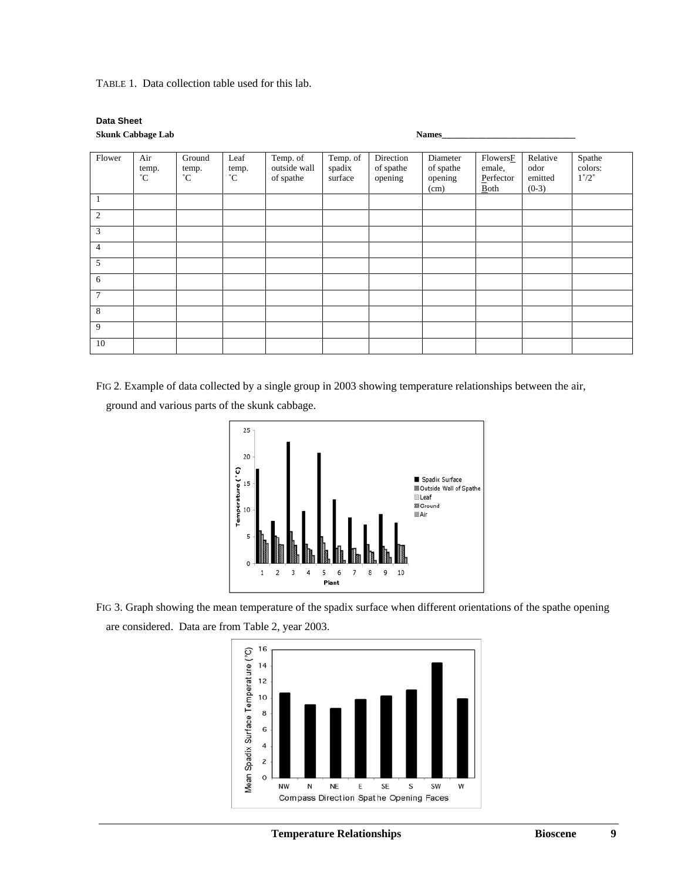TABLE 1. Data collection table used for this lab.

**Data Sheet**

**Skunk Cabbage Lab** **Names______________________________**

| Flower | Air temp. ˚C | Ground temp. ˚C | Leaf temp. ˚C | Temp. of outside wall of spathe | Temp. of spadix surface | Direction of spathe opening | Diameter of spathe opening (cm) | Flowers<u>F</u>emale, <u>P</u>erfect or <u>B</u>oth | Relative odor emitted (0-3) | Spathe colors: 1˚/2˚ |
|---|---|---|---|---|---|---|---|---|---|---|
| 1 | | | | | | | | | | |
| 2 | | | | | | | | | | |
| 3 | | | | | | | | | | |
| 4 | | | | | | | | | | |
| 5 | | | | | | | | | | |
| 6 | | | | | | | | | | |
| 7 | | | | | | | | | | |
| 8 | | | | | | | | | | |
| 9 | | | | | | | | | | |
| 10 | | | | | | | | | | |

FIG 2. Example of data collected by a single group in 2003 showing temperature relationships between the air, ground and various parts of the skunk cabbage.

FIG 3. Graph showing the mean temperature of the spadix surface when different orientations of the spathe opening are considered. Data are from Table 2, year 2003.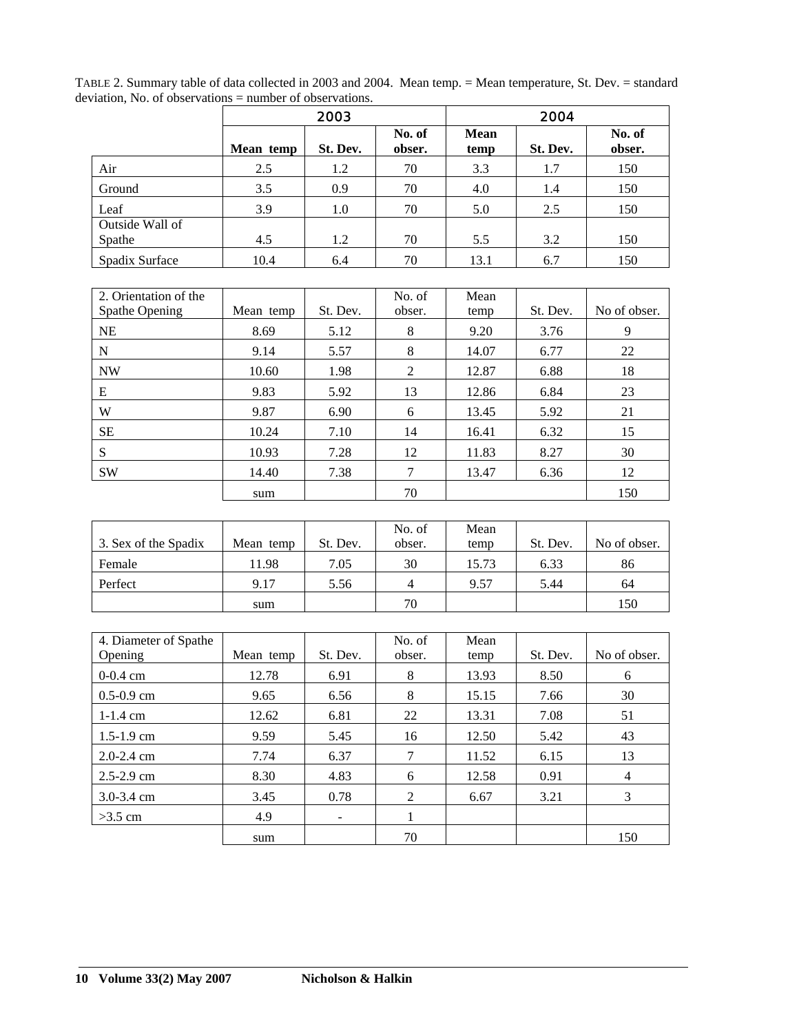TABLE 2. Summary table of data collected in 2003 and 2004. Mean temp. = Mean temperature, St. Dev. = standard deviation, No. of observations = number of observations.

| | 2003 | | | 2004 | | |
|---|---|---|---|---|---|---|
| | **Mean temp** | **St. Dev.** | **No. of obser.** | **Mean temp** | **St. Dev.** | **No. of obser.** |
| Air | 2.5 | 1.2 | 70 | 3.3 | 1.7 | 150 |
| Ground | 3.5 | 0.9 | 70 | 4.0 | 1.4 | 150 |
| Leaf | 3.9 | 1.0 | 70 | 5.0 | 2.5 | 150 |
| Outside Wall of Spathe | 4.5 | 1.2 | 70 | 5.5 | 3.2 | 150 |
| Spadix Surface | 10.4 | 6.4 | 70 | 13.1 | 6.7 | 150 |

| 2. Orientation of the Spathe Opening | Mean temp | St. Dev. | No. of obser. | Mean temp | St. Dev. | No of obser. |
|---|---|---|---|---|---|---|
| NE | 8.69 | 5.12 | 8 | 9.20 | 3.76 | 9 |
| N | 9.14 | 5.57 | 8 | 14.07 | 6.77 | 22 |
| NW | 10.60 | 1.98 | 2 | 12.87 | 6.88 | 18 |
| E | 9.83 | 5.92 | 13 | 12.86 | 6.84 | 23 |
| W | 9.87 | 6.90 | 6 | 13.45 | 5.92 | 21 |
| SE | 10.24 | 7.10 | 14 | 16.41 | 6.32 | 15 |
| S | 10.93 | 7.28 | 12 | 11.83 | 8.27 | 30 |
| SW | 14.40 | 7.38 | 7 | 13.47 | 6.36 | 12 |
| | sum | | 70 | | | 150 |

| 3. Sex of the Spadix | Mean temp | St. Dev. | No. of obser. | Mean temp | St. Dev. | No of obser. |
|---|---|---|---|---|---|---|
| Female | 11.98 | 7.05 | 30 | 15.73 | 6.33 | 86 |
| Perfect | 9.17 | 5.56 | 4 | 9.57 | 5.44 | 64 |
| | sum | | 70 | | | 150 |

| 4. Diameter of Spathe Opening | Mean temp | St. Dev. | No. of obser. | Mean temp | St. Dev. | No of obser. |
|---|---|---|---|---|---|---|
| 0-0.4 cm | 12.78 | 6.91 | 8 | 13.93 | 8.50 | 6 |
| 0.5-0.9 cm | 9.65 | 6.56 | 8 | 15.15 | 7.66 | 30 |
| 1-1.4 cm | 12.62 | 6.81 | 22 | 13.31 | 7.08 | 51 |
| 1.5-1.9 cm | 9.59 | 5.45 | 16 | 12.50 | 5.42 | 43 |
| 2.0-2.4 cm | 7.74 | 6.37 | 7 | 11.52 | 6.15 | 13 |
| 2.5-2.9 cm | 8.30 | 4.83 | 6 | 12.58 | 0.91 | 4 |
| 3.0-3.4 cm | 3.45 | 0.78 | 2 | 6.67 | 3.21 | 3 |
| >3.5 cm | 4.9 | - | 1 | | | |
| | sum | | 70 | | | 150 |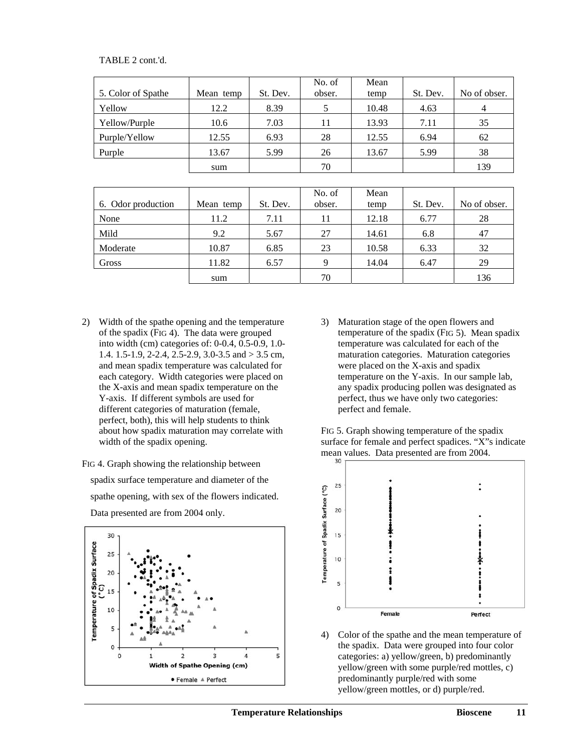TABLE 2 cont.'d.

| 5. Color of Spathe | Mean temp | St. Dev. | No. of obser. | Mean temp | St. Dev. | No of obser. |
|---|---|---|---|---|---|---|
| Yellow | 12.2 | 8.39 | 5 | 10.48 | 4.63 | 4 |
| Yellow/Purple | 10.6 | 7.03 | 11 | 13.93 | 7.11 | 35 |
| Purple/Yellow | 12.55 | 6.93 | 28 | 12.55 | 6.94 | 62 |
| Purple | 13.67 | 5.99 | 26 | 13.67 | 5.99 | 38 |
| | sum | | 70 | | | 139 |

| 6. Odor production | Mean temp | St. Dev. | No. of obser. | Mean temp | St. Dev. | No of obser. |
|---|---|---|---|---|---|---|
| None | 11.2 | 7.11 | 11 | 12.18 | 6.77 | 28 |
| Mild | 9.2 | 5.67 | 27 | 14.61 | 6.8 | 47 |
| Moderate | 10.87 | 6.85 | 23 | 10.58 | 6.33 | 32 |
| Gross | 11.82 | 6.57 | 9 | 14.04 | 6.47 | 29 |
| | sum | | 70 | | | 136 |

2) Width of the spathe opening and the temperature of the spadix (FIG 4). The data were grouped into width (cm) categories of: 0-0.4, 0.5-0.9, 1.0-1.4. 1.5-1.9, 2-2.4, 2.5-2.9, 3.0-3.5 and > 3.5 cm, and mean spadix temperature was calculated for each category. Width categories were placed on the X-axis and mean spadix temperature on the Y-axis. If different symbols are used for different categories of maturation (female, perfect, both), this will help students to think about how spadix maturation may correlate with width of the spadix opening.

FIG 4. Graph showing the relationship between spadix surface temperature and diameter of the spathe opening, with sex of the flowers indicated. Data presented are from 2004 only.

3) Maturation stage of the open flowers and temperature of the spadix (FIG 5). Mean spadix temperature was calculated for each of the maturation categories. Maturation categories were placed on the X-axis and spadix temperature on the Y-axis. In our sample lab, any spadix producing pollen was designated as perfect, thus we have only two categories: perfect and female.

FIG 5. Graph showing temperature of the spadix surface for female and perfect spadices. "X"s indicate mean values. Data presented are from 2004.

4) Color of the spathe and the mean temperature of the spadix. Data were grouped into four color categories: a) yellow/green, b) predominantly yellow/green with some purple/red mottles, c) predominantly purple/red with some yellow/green mottles, or d) purple/red.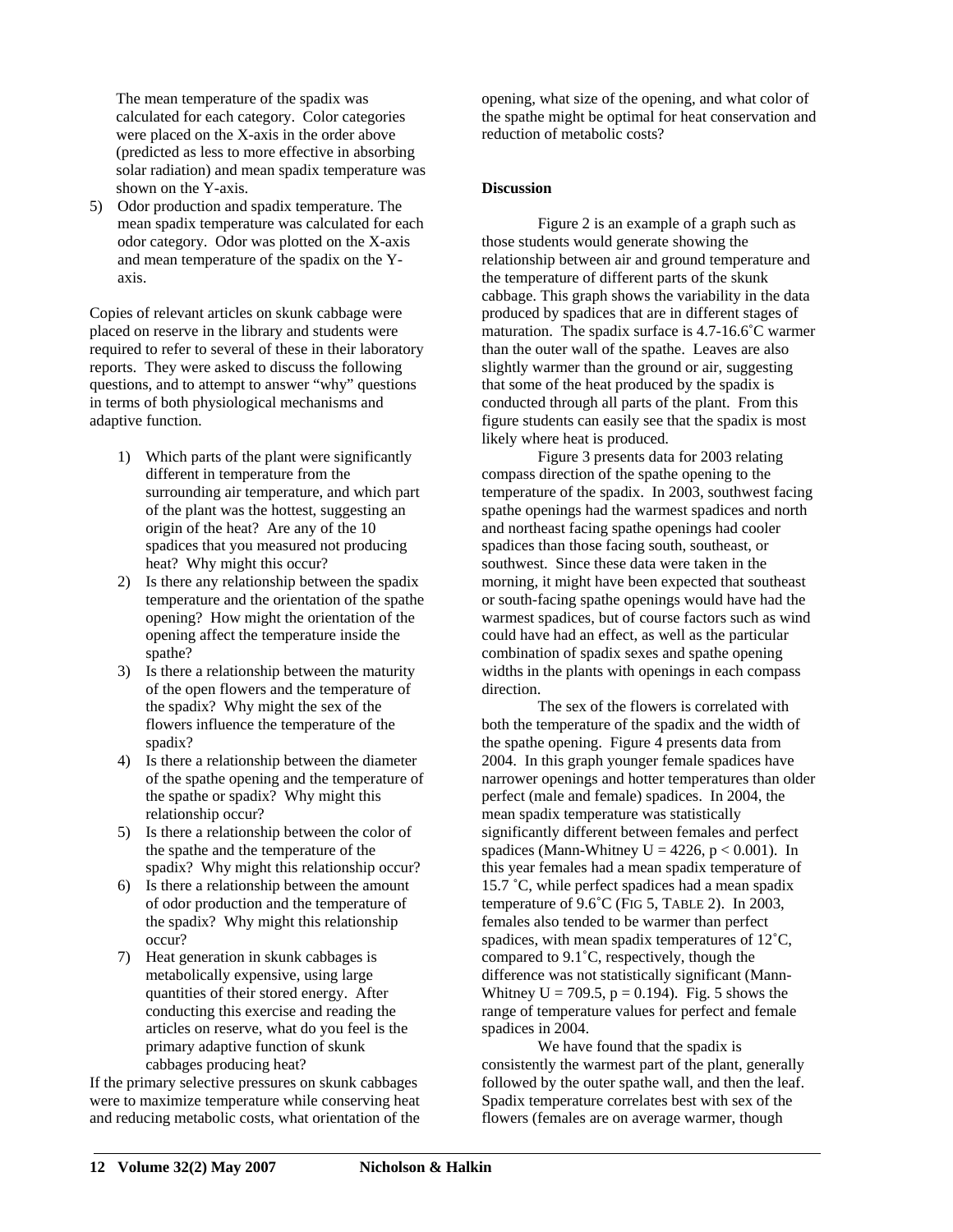The mean temperature of the spadix was calculated for each category. Color categories were placed on the X-axis in the order above (predicted as less to more effective in absorbing solar radiation) and mean spadix temperature was shown on the Y-axis.

5) Odor production and spadix temperature. The mean spadix temperature was calculated for each odor category. Odor was plotted on the X-axis and mean temperature of the spadix on the Y-axis.

Copies of relevant articles on skunk cabbage were placed on reserve in the library and students were required to refer to several of these in their laboratory reports. They were asked to discuss the following questions, and to attempt to answer "why" questions in terms of both physiological mechanisms and adaptive function.

1) Which parts of the plant were significantly different in temperature from the surrounding air temperature, and which part of the plant was the hottest, suggesting an origin of the heat? Are any of the 10 spadices that you measured not producing heat? Why might this occur?
2) Is there any relationship between the spadix temperature and the orientation of the spathe opening? How might the orientation of the opening affect the temperature inside the spathe?
3) Is there a relationship between the maturity of the open flowers and the temperature of the spadix? Why might the sex of the flowers influence the temperature of the spadix?
4) Is there a relationship between the diameter of the spathe opening and the temperature of the spathe or spadix? Why might this relationship occur?
5) Is there a relationship between the color of the spathe and the temperature of the spadix? Why might this relationship occur?
6) Is there a relationship between the amount of odor production and the temperature of the spadix? Why might this relationship occur?
7) Heat generation in skunk cabbages is metabolically expensive, using large quantities of their stored energy. After conducting this exercise and reading the articles on reserve, what do you feel is the primary adaptive function of skunk cabbages producing heat?

If the primary selective pressures on skunk cabbages were to maximize temperature while conserving heat and reducing metabolic costs, what orientation of the opening, what size of the opening, and what color of the spathe might be optimal for heat conservation and reduction of metabolic costs?

**Discussion**

Figure 2 is an example of a graph such as those students would generate showing the relationship between air and ground temperature and the temperature of different parts of the skunk cabbage. This graph shows the variability in the data produced by spadices that are in different stages of maturation. The spadix surface is 4.7-16.6˚C warmer than the outer wall of the spathe. Leaves are also slightly warmer than the ground or air, suggesting that some of the heat produced by the spadix is conducted through all parts of the plant. From this figure students can easily see that the spadix is most likely where heat is produced.

Figure 3 presents data for 2003 relating compass direction of the spathe opening to the temperature of the spadix. In 2003, southwest facing spathe openings had the warmest spadices and north and northeast facing spathe openings had cooler spadices than those facing south, southeast, or southwest. Since these data were taken in the morning, it might have been expected that southeast or south-facing spathe openings would have had the warmest spadices, but of course factors such as wind could have had an effect, as well as the particular combination of spadix sexes and spathe opening widths in the plants with openings in each compass direction.

The sex of the flowers is correlated with both the temperature of the spadix and the width of the spathe opening. Figure 4 presents data from 2004. In this graph younger female spadices have narrower openings and hotter temperatures than older perfect (male and female) spadices. In 2004, the mean spadix temperature was statistically significantly different between females and perfect spadices (Mann-Whitney $U = 4226$, $p < 0.001$). In this year females had a mean spadix temperature of 15.7 ˚C, while perfect spadices had a mean spadix temperature of 9.6˚C (Fig 5, Table 2). In 2003, females also tended to be warmer than perfect spadices, with mean spadix temperatures of 12˚C, compared to 9.1˚C, respectively, though the difference was not statistically significant (Mann-Whitney $U = 709.5$, $p = 0.194$). Fig. 5 shows the range of temperature values for perfect and female spadices in 2004.

We have found that the spadix is consistently the warmest part of the plant, generally followed by the outer spathe wall, and then the leaf. Spadix temperature correlates best with sex of the flowers (females are on average warmer, though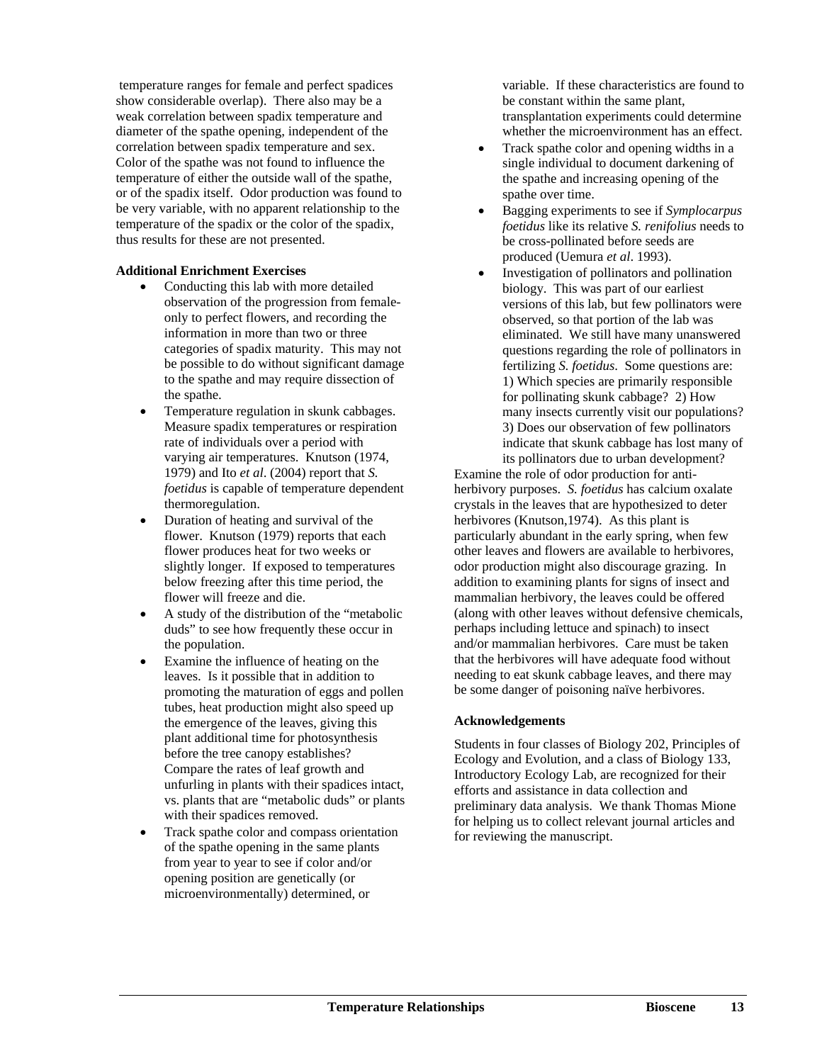temperature ranges for female and perfect spadices show considerable overlap). There also may be a weak correlation between spadix temperature and diameter of the spathe opening, independent of the correlation between spadix temperature and sex. Color of the spathe was not found to influence the temperature of either the outside wall of the spathe, or of the spadix itself. Odor production was found to be very variable, with no apparent relationship to the temperature of the spadix or the color of the spadix, thus results for these are not presented.

**Additional Enrichment Exercises**

- Conducting this lab with more detailed observation of the progression from female-only to perfect flowers, and recording the information in more than two or three categories of spadix maturity. This may not be possible to do without significant damage to the spathe and may require dissection of the spathe.
- Temperature regulation in skunk cabbages. Measure spadix temperatures or respiration rate of individuals over a period with varying air temperatures. Knutson (1974, 1979) and Ito *et al*. (2004) report that *S. foetidus* is capable of temperature dependent thermoregulation.
- Duration of heating and survival of the flower. Knutson (1979) reports that each flower produces heat for two weeks or slightly longer. If exposed to temperatures below freezing after this time period, the flower will freeze and die.
- A study of the distribution of the "metabolic duds" to see how frequently these occur in the population.
- Examine the influence of heating on the leaves. Is it possible that in addition to promoting the maturation of eggs and pollen tubes, heat production might also speed up the emergence of the leaves, giving this plant additional time for photosynthesis before the tree canopy establishes? Compare the rates of leaf growth and unfurling in plants with their spadices intact, vs. plants that are "metabolic duds" or plants with their spadices removed.
- Track spathe color and compass orientation of the spathe opening in the same plants from year to year to see if color and/or opening position are genetically (or microenvironmentally) determined, or variable. If these characteristics are found to be constant within the same plant, transplantation experiments could determine whether the microenvironment has an effect.
- Track spathe color and opening widths in a single individual to document darkening of the spathe and increasing opening of the spathe over time.
- Bagging experiments to see if *Symplocarpus foetidus* like its relative *S. renifolius* needs to be cross-pollinated before seeds are produced (Uemura *et al*. 1993).
- Investigation of pollinators and pollination biology. This was part of our earliest versions of this lab, but few pollinators were observed, so that portion of the lab was eliminated. We still have many unanswered questions regarding the role of pollinators in fertilizing *S. foetidus*. Some questions are: 1) Which species are primarily responsible for pollinating skunk cabbage? 2) How many insects currently visit our populations? 3) Does our observation of few pollinators indicate that skunk cabbage has lost many of its pollinators due to urban development?

Examine the role of odor production for anti-herbivory purposes. *S. foetidus* has calcium oxalate crystals in the leaves that are hypothesized to deter herbivores (Knutson,1974). As this plant is particularly abundant in the early spring, when few other leaves and flowers are available to herbivores, odor production might also discourage grazing. In addition to examining plants for signs of insect and mammalian herbivory, the leaves could be offered (along with other leaves without defensive chemicals, perhaps including lettuce and spinach) to insect and/or mammalian herbivores. Care must be taken that the herbivores will have adequate food without needing to eat skunk cabbage leaves, and there may be some danger of poisoning naïve herbivores.

**Acknowledgements**

Students in four classes of Biology 202, Principles of Ecology and Evolution, and a class of Biology 133, Introductory Ecology Lab, are recognized for their efforts and assistance in data collection and preliminary data analysis. We thank Thomas Mione for helping us to collect relevant journal articles and for reviewing the manuscript.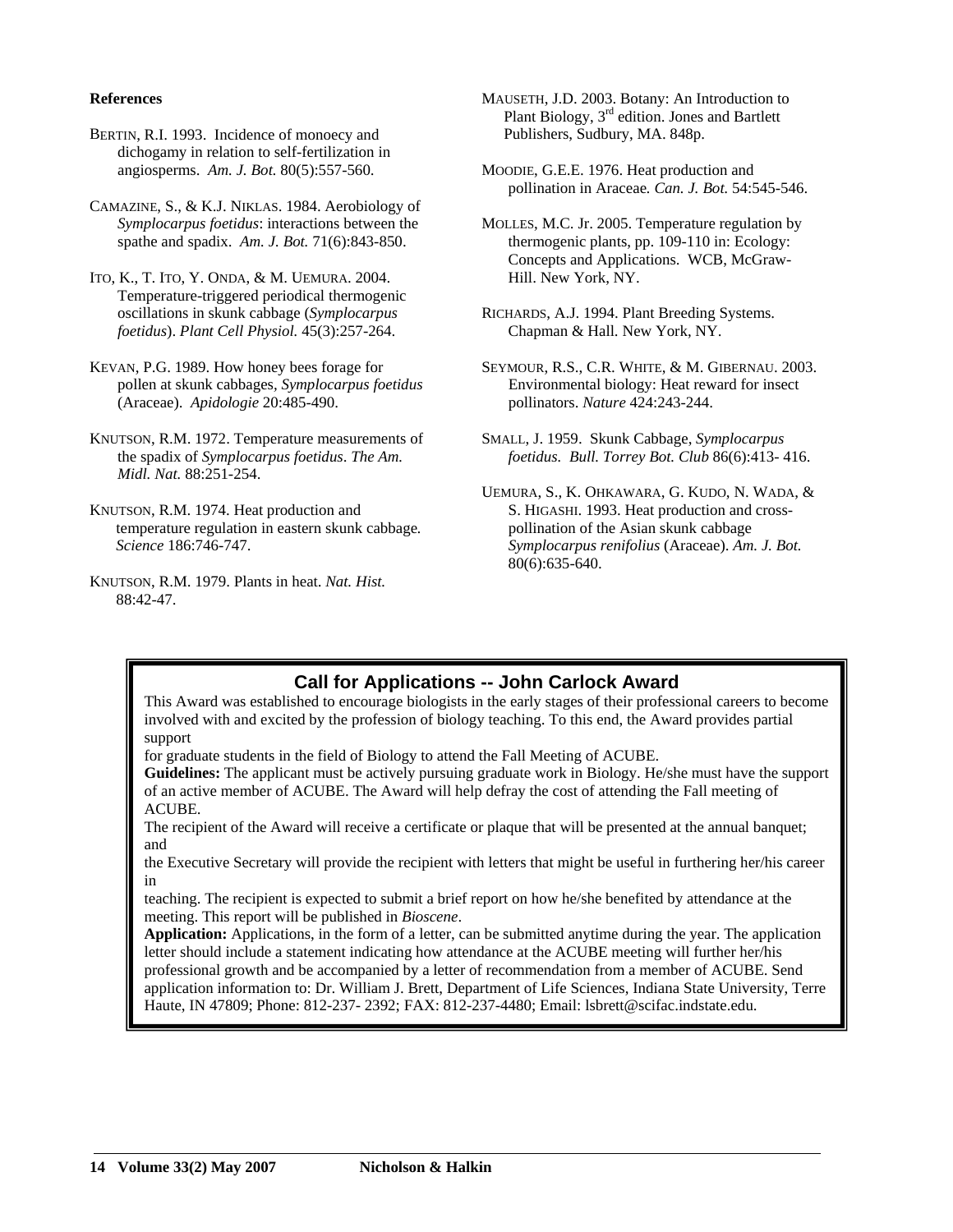**References**

BERTIN, R.I. 1993. Incidence of monoecy and dichogamy in relation to self-fertilization in angiosperms. *Am. J. Bot.* 80(5):557-560.

CAMAZINE, S., & K.J. NIKLAS. 1984. Aerobiology of *Symplocarpus foetidus*: interactions between the spathe and spadix. *Am. J. Bot.* 71(6):843-850.

ITO, K., T. ITO, Y. ONDA, & M. UEMURA. 2004. Temperature-triggered periodical thermogenic oscillations in skunk cabbage (*Symplocarpus foetidus*). *Plant Cell Physiol.* 45(3):257-264.

KEVAN, P.G. 1989. How honey bees forage for pollen at skunk cabbages, *Symplocarpus foetidus* (Araceae). *Apidologie* 20:485-490.

KNUTSON, R.M. 1972. Temperature measurements of the spadix of *Symplocarpus foetidus*. *The Am. Midl. Nat.* 88:251-254.

KNUTSON, R.M. 1974. Heat production and temperature regulation in eastern skunk cabbage. *Science* 186:746-747.

KNUTSON, R.M. 1979. Plants in heat. *Nat. Hist.* 88:42-47.

MAUSETH, J.D. 2003. Botany: An Introduction to Plant Biology, 3rd edition. Jones and Bartlett Publishers, Sudbury, MA. 848p.

MOODIE, G.E.E. 1976. Heat production and pollination in Araceae. *Can. J. Bot.* 54:545-546.

MOLLES, M.C. Jr. 2005. Temperature regulation by thermogenic plants, pp. 109-110 in: Ecology: Concepts and Applications. WCB, McGraw-Hill. New York, NY.

RICHARDS, A.J. 1994. Plant Breeding Systems. Chapman & Hall. New York, NY.

SEYMOUR, R.S., C.R. WHITE, & M. GIBERNAU. 2003. Environmental biology: Heat reward for insect pollinators. *Nature* 424:243-244.

SMALL, J. 1959. Skunk Cabbage, *Symplocarpus foetidus*. *Bull. Torrey Bot. Club* 86(6):413- 416.

UEMURA, S., K. OHKAWARA, G. KUDO, N. WADA, & S. HIGASHI. 1993. Heat production and cross-pollination of the Asian skunk cabbage *Symplocarpus renifolius* (Araceae). *Am. J. Bot.* 80(6):635-640.

## Call for Applications -- John Carlock Award

This Award was established to encourage biologists in the early stages of their professional careers to become involved with and excited by the profession of biology teaching. To this end, the Award provides partial support for graduate students in the field of Biology to attend the Fall Meeting of ACUBE.

**Guidelines:** The applicant must be actively pursuing graduate work in Biology. He/she must have the support of an active member of ACUBE. The Award will help defray the cost of attending the Fall meeting of ACUBE.

The recipient of the Award will receive a certificate or plaque that will be presented at the annual banquet; and the Executive Secretary will provide the recipient with letters that might be useful in furthering her/his career in teaching. The recipient is expected to submit a brief report on how he/she benefited by attendance at the meeting. This report will be published in *Bioscene*.

**Application:** Applications, in the form of a letter, can be submitted anytime during the year. The application letter should include a statement indicating how attendance at the ACUBE meeting will further her/his professional growth and be accompanied by a letter of recommendation from a member of ACUBE. Send application information to: Dr. William J. Brett, Department of Life Sciences, Indiana State University, Terre Haute, IN 47809; Phone: 812-237- 2392; FAX: 812-237-4480; Email: lsbrett@scifac.indstate.edu.